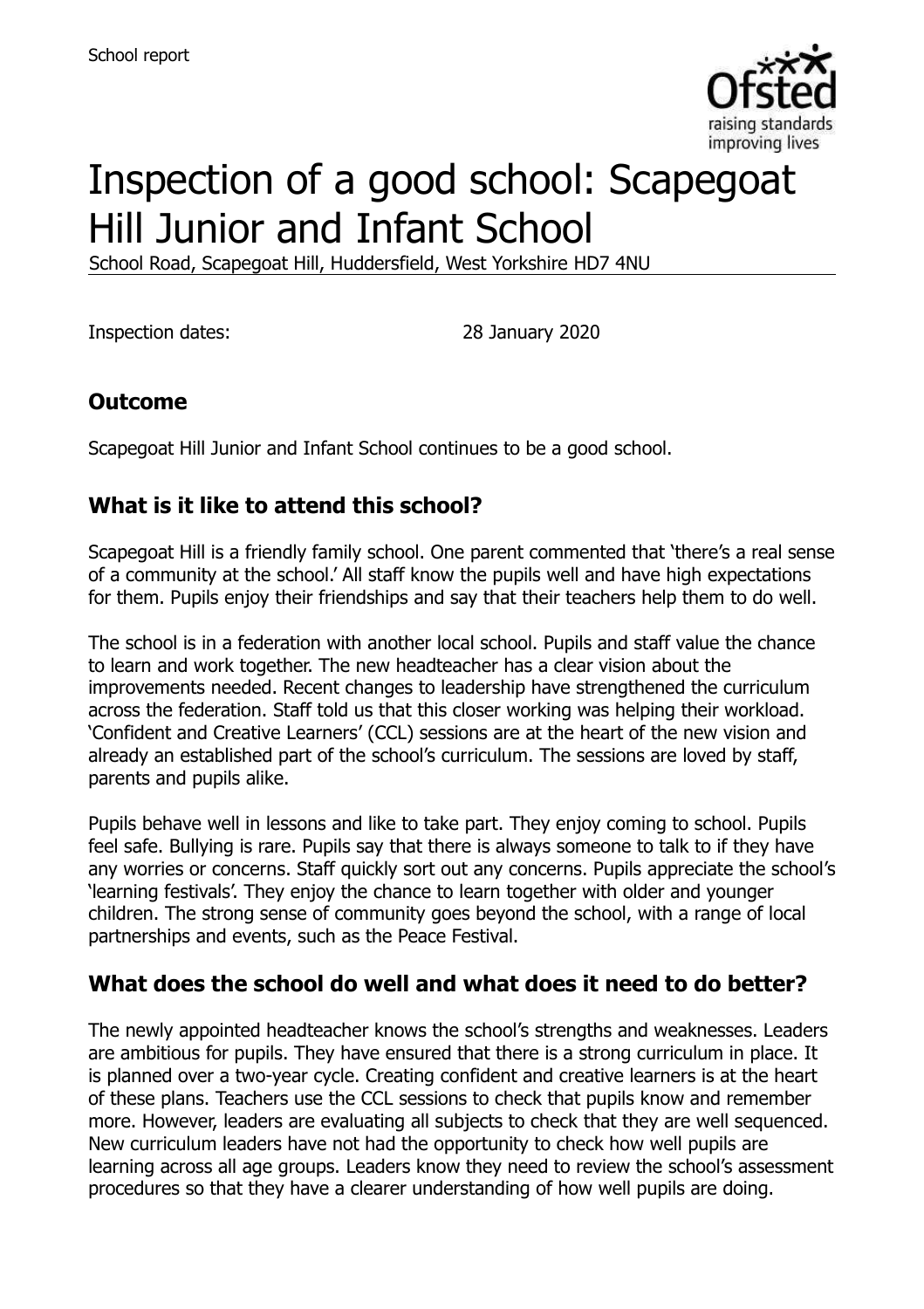School report

# Inspection of a good school: Scapegoat Hill Junior and Infant School

School Road, Scapegoat Hill, Huddersfield, West Yorkshire HD7 4NU

Inspection dates: 28 January 2020

## Outcome

Scapegoat Hill Junior and Infant School continues to be a good school.

## What is it like to attend this school?

Scapegoat Hill is a friendly family school. One parent commented that 'there's a real sense of a community at the school.' All staff know the pupils well and have high expectations for them. Pupils enjoy their friendships and say that their teachers help them to do well.

The school is in a federation with another local school. Pupils and staff value the chance to learn and work together. The new headteacher has a clear vision about the improvements needed. Recent changes to leadership have strengthened the curriculum across the federation. Staff told us that this closer working was helping their workload. 'Confident and Creative Learners' (CCL) sessions are at the heart of the new vision and already an established part of the school's curriculum. The sessions are loved by staff, parents and pupils alike.

Pupils behave well in lessons and like to take part. They enjoy coming to school. Pupils feel safe. Bullying is rare. Pupils say that there is always someone to talk to if they have any worries or concerns. Staff quickly sort out any concerns. Pupils appreciate the school's 'learning festivals'. They enjoy the chance to learn together with older and younger children. The strong sense of community goes beyond the school, with a range of local partnerships and events, such as the Peace Festival.

## What does the school do well and what does it need to do better?

The newly appointed headteacher knows the school's strengths and weaknesses. Leaders are ambitious for pupils. They have ensured that there is a strong curriculum in place. It is planned over a two-year cycle. Creating confident and creative learners is at the heart of these plans. Teachers use the CCL sessions to check that pupils know and remember more. However, leaders are evaluating all subjects to check that they are well sequenced. New curriculum leaders have not had the opportunity to check how well pupils are learning across all age groups. Leaders know they need to review the school's assessment procedures so that they have a clearer understanding of how well pupils are doing.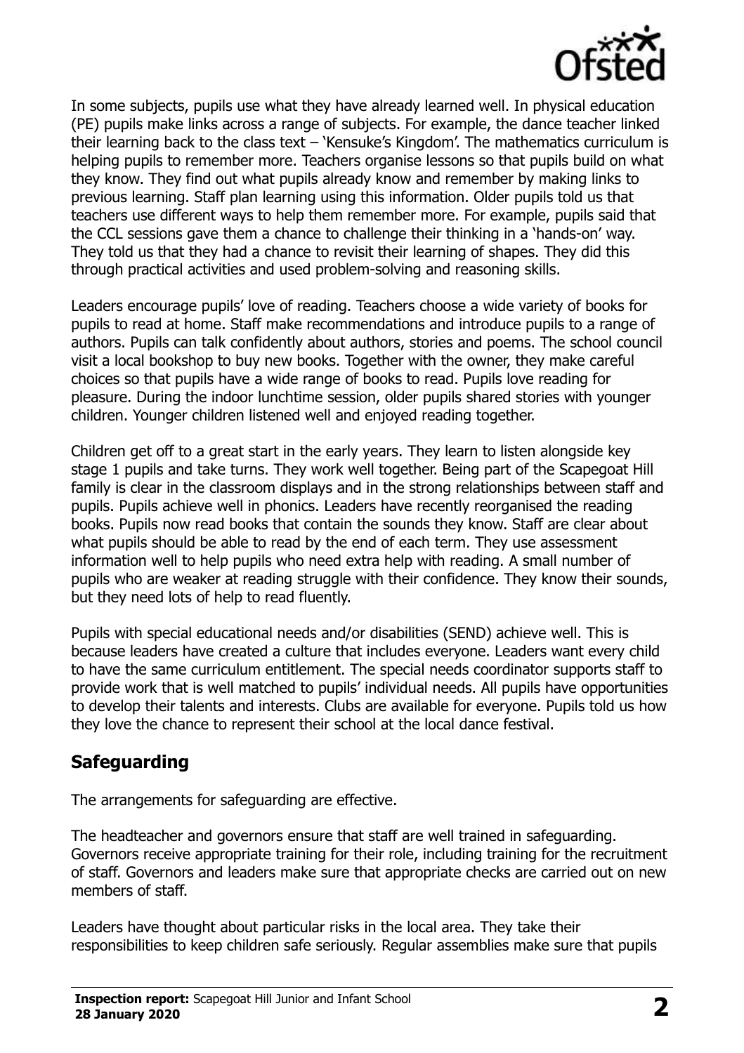In some subjects, pupils use what they have already learned well. In physical education (PE) pupils make links across a range of subjects. For example, the dance teacher linked their learning back to the class text – 'Kensuke's Kingdom'. The mathematics curriculum is helping pupils to remember more. Teachers organise lessons so that pupils build on what they know. They find out what pupils already know and remember by making links to previous learning. Staff plan learning using this information. Older pupils told us that teachers use different ways to help them remember more. For example, pupils said that the CCL sessions gave them a chance to challenge their thinking in a 'hands-on' way. They told us that they had a chance to revisit their learning of shapes. They did this through practical activities and used problem-solving and reasoning skills.

Leaders encourage pupils' love of reading. Teachers choose a wide variety of books for pupils to read at home. Staff make recommendations and introduce pupils to a range of authors. Pupils can talk confidently about authors, stories and poems. The school council visit a local bookshop to buy new books. Together with the owner, they make careful choices so that pupils have a wide range of books to read. Pupils love reading for pleasure. During the indoor lunchtime session, older pupils shared stories with younger children. Younger children listened well and enjoyed reading together.

Children get off to a great start in the early years. They learn to listen alongside key stage 1 pupils and take turns. They work well together. Being part of the Scapegoat Hill family is clear in the classroom displays and in the strong relationships between staff and pupils. Pupils achieve well in phonics. Leaders have recently reorganised the reading books. Pupils now read books that contain the sounds they know. Staff are clear about what pupils should be able to read by the end of each term. They use assessment information well to help pupils who need extra help with reading. A small number of pupils who are weaker at reading struggle with their confidence. They know their sounds, but they need lots of help to read fluently.

Pupils with special educational needs and/or disabilities (SEND) achieve well. This is because leaders have created a culture that includes everyone. Leaders want every child to have the same curriculum entitlement. The special needs coordinator supports staff to provide work that is well matched to pupils' individual needs. All pupils have opportunities to develop their talents and interests. Clubs are available for everyone. Pupils told us how they love the chance to represent their school at the local dance festival.

## Safeguarding

The arrangements for safeguarding are effective.

The headteacher and governors ensure that staff are well trained in safeguarding. Governors receive appropriate training for their role, including training for the recruitment of staff. Governors and leaders make sure that appropriate checks are carried out on new members of staff.

Leaders have thought about particular risks in the local area. They take their responsibilities to keep children safe seriously. Regular assemblies make sure that pupils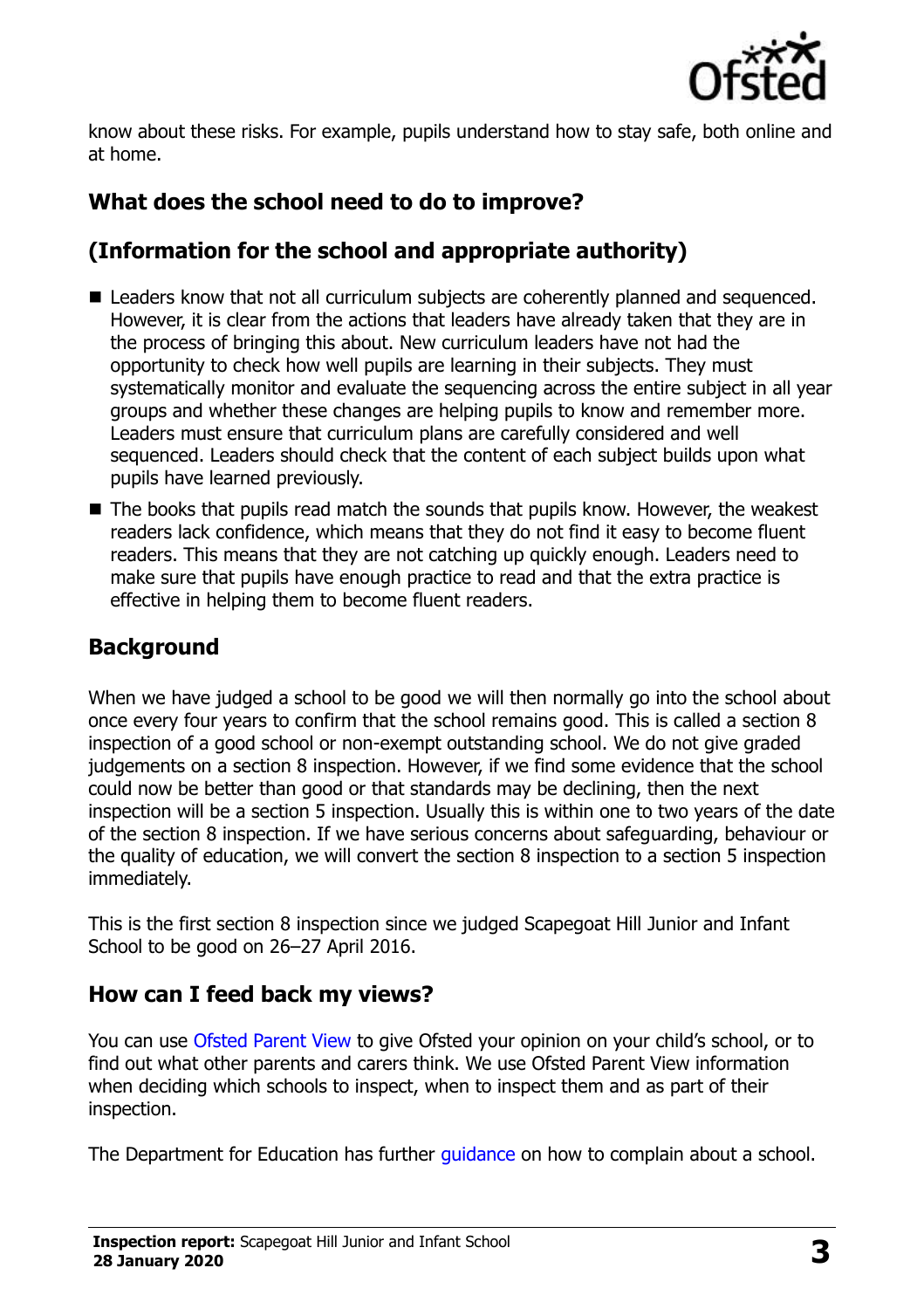know about these risks. For example, pupils understand how to stay safe, both online and at home.

## What does the school need to do to improve?

## (Information for the school and appropriate authority)

- Leaders know that not all curriculum subjects are coherently planned and sequenced. However, it is clear from the actions that leaders have already taken that they are in the process of bringing this about. New curriculum leaders have not had the opportunity to check how well pupils are learning in their subjects. They must systematically monitor and evaluate the sequencing across the entire subject in all year groups and whether these changes are helping pupils to know and remember more. Leaders must ensure that curriculum plans are carefully considered and well sequenced. Leaders should check that the content of each subject builds upon what pupils have learned previously.
- The books that pupils read match the sounds that pupils know. However, the weakest readers lack confidence, which means that they do not find it easy to become fluent readers. This means that they are not catching up quickly enough. Leaders need to make sure that pupils have enough practice to read and that the extra practice is effective in helping them to become fluent readers.

## Background

When we have judged a school to be good we will then normally go into the school about once every four years to confirm that the school remains good. This is called a section 8 inspection of a good school or non-exempt outstanding school. We do not give graded judgements on a section 8 inspection. However, if we find some evidence that the school could now be better than good or that standards may be declining, then the next inspection will be a section 5 inspection. Usually this is within one to two years of the date of the section 8 inspection. If we have serious concerns about safeguarding, behaviour or the quality of education, we will convert the section 8 inspection to a section 5 inspection immediately.

This is the first section 8 inspection since we judged Scapegoat Hill Junior and Infant School to be good on 26–27 April 2016.

## How can I feed back my views?

You can use Ofsted Parent View to give Ofsted your opinion on your child's school, or to find out what other parents and carers think. We use Ofsted Parent View information when deciding which schools to inspect, when to inspect them and as part of their inspection.

The Department for Education has further guidance on how to complain about a school.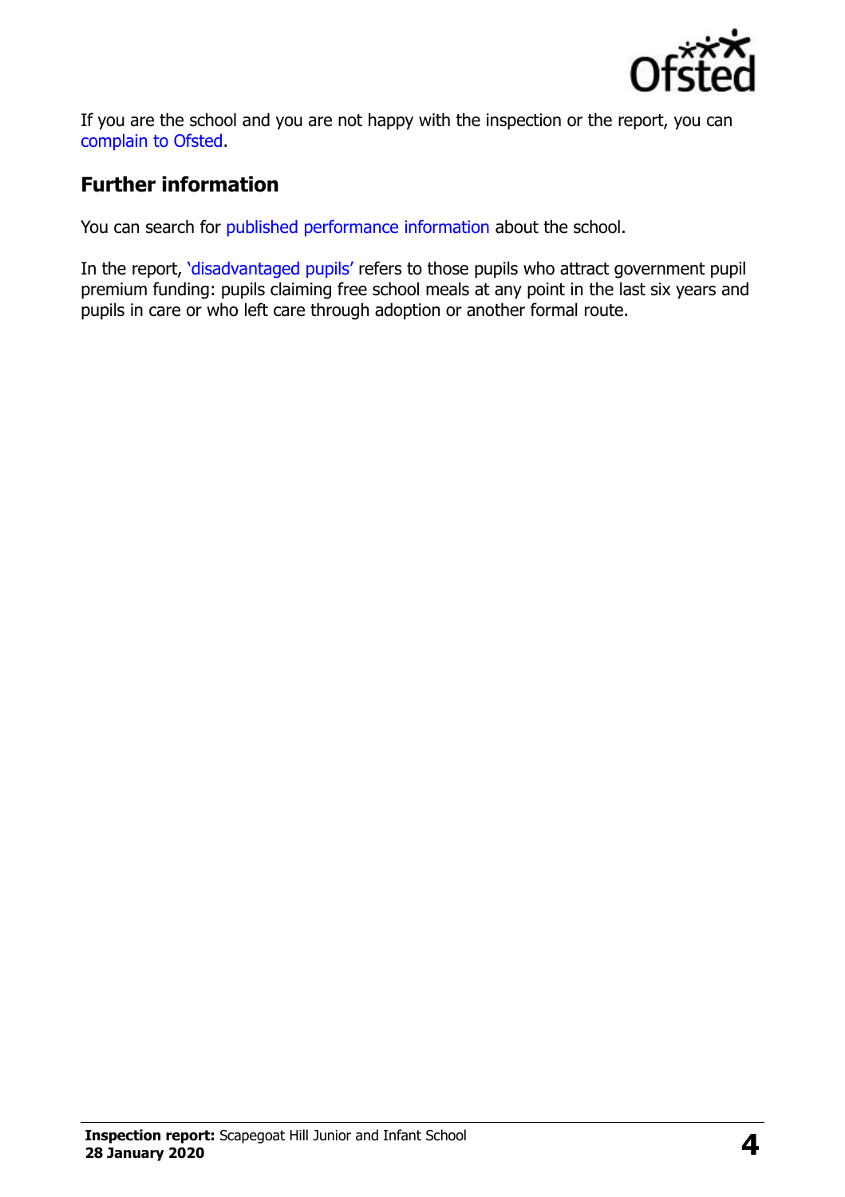If you are the school and you are not happy with the inspection or the report, you can complain to Ofsted.

## Further information

You can search for published performance information about the school.

In the report, 'disadvantaged pupils' refers to those pupils who attract government pupil premium funding: pupils claiming free school meals at any point in the last six years and pupils in care or who left care through adoption or another formal route.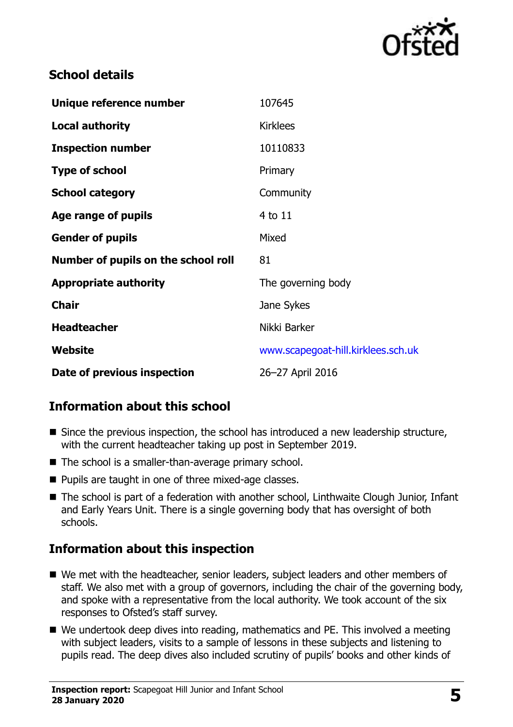## School details

| | |
|---|---|
| **Unique reference number** | 107645 |
| **Local authority** | Kirklees |
| **Inspection number** | 10110833 |
| **Type of school** | Primary |
| **School category** | Community |
| **Age range of pupils** | 4 to 11 |
| **Gender of pupils** | Mixed |
| **Number of pupils on the school roll** | 81 |
| **Appropriate authority** | The governing body |
| **Chair** | Jane Sykes |
| **Headteacher** | Nikki Barker |
| **Website** | www.scapegoat-hill.kirklees.sch.uk |
| **Date of previous inspection** | 26–27 April 2016 |

## Information about this school

- Since the previous inspection, the school has introduced a new leadership structure, with the current headteacher taking up post in September 2019.
- The school is a smaller-than-average primary school.
- Pupils are taught in one of three mixed-age classes.
- The school is part of a federation with another school, Linthwaite Clough Junior, Infant and Early Years Unit. There is a single governing body that has oversight of both schools.

## Information about this inspection

- We met with the headteacher, senior leaders, subject leaders and other members of staff. We also met with a group of governors, including the chair of the governing body, and spoke with a representative from the local authority. We took account of the six responses to Ofsted's staff survey.
- We undertook deep dives into reading, mathematics and PE. This involved a meeting with subject leaders, visits to a sample of lessons in these subjects and listening to pupils read. The deep dives also included scrutiny of pupils' books and other kinds of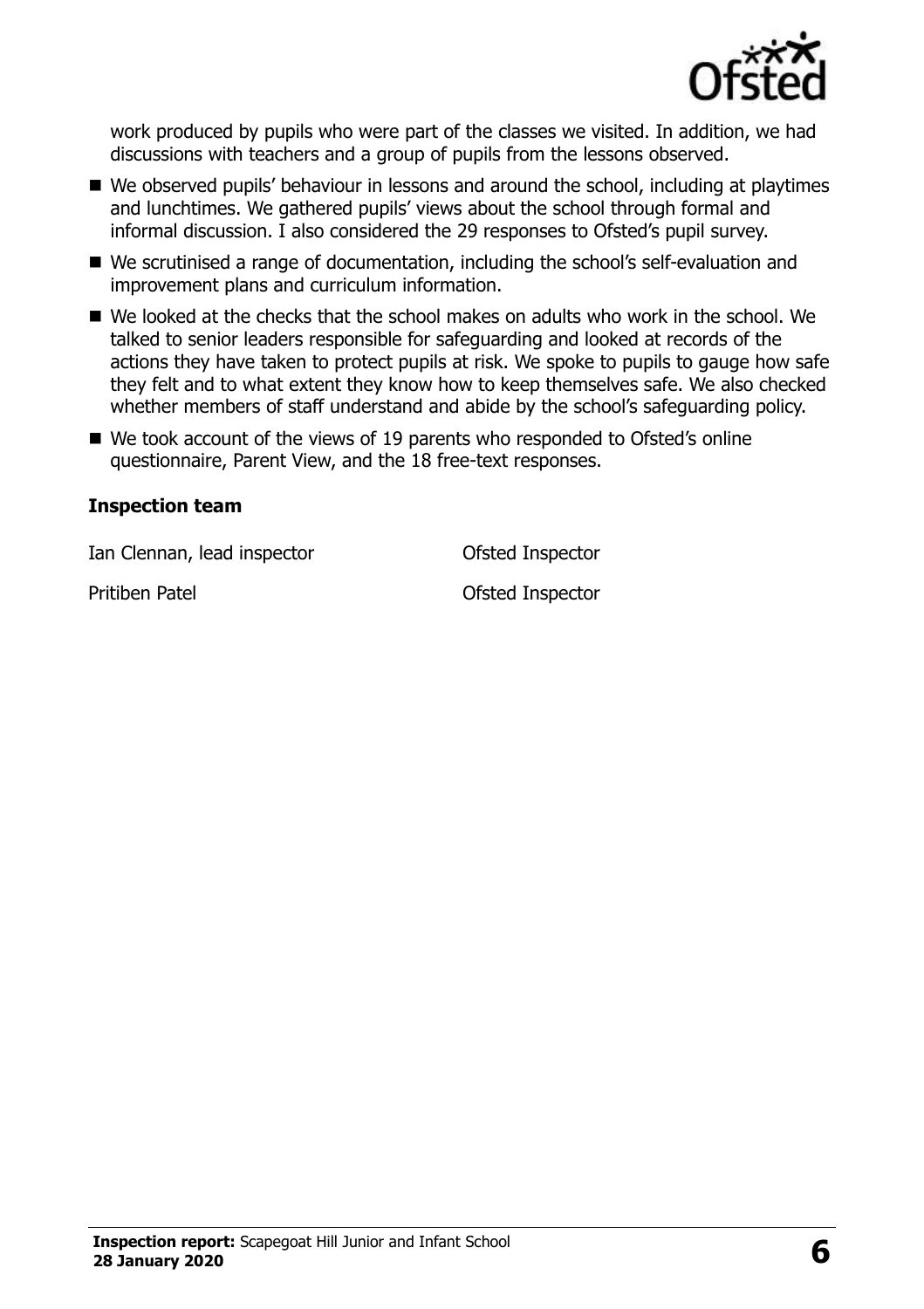work produced by pupils who were part of the classes we visited. In addition, we had discussions with teachers and a group of pupils from the lessons observed.

- We observed pupils' behaviour in lessons and around the school, including at playtimes and lunchtimes. We gathered pupils' views about the school through formal and informal discussion. I also considered the 29 responses to Ofsted's pupil survey.
- We scrutinised a range of documentation, including the school's self-evaluation and improvement plans and curriculum information.
- We looked at the checks that the school makes on adults who work in the school. We talked to senior leaders responsible for safeguarding and looked at records of the actions they have taken to protect pupils at risk. We spoke to pupils to gauge how safe they felt and to what extent they know how to keep themselves safe. We also checked whether members of staff understand and abide by the school's safeguarding policy.
- We took account of the views of 19 parents who responded to Ofsted's online questionnaire, Parent View, and the 18 free-text responses.

## Inspection team

| | |
|---|---|
| Ian Clennan, lead inspector | Ofsted Inspector |
| Pritiben Patel | Ofsted Inspector |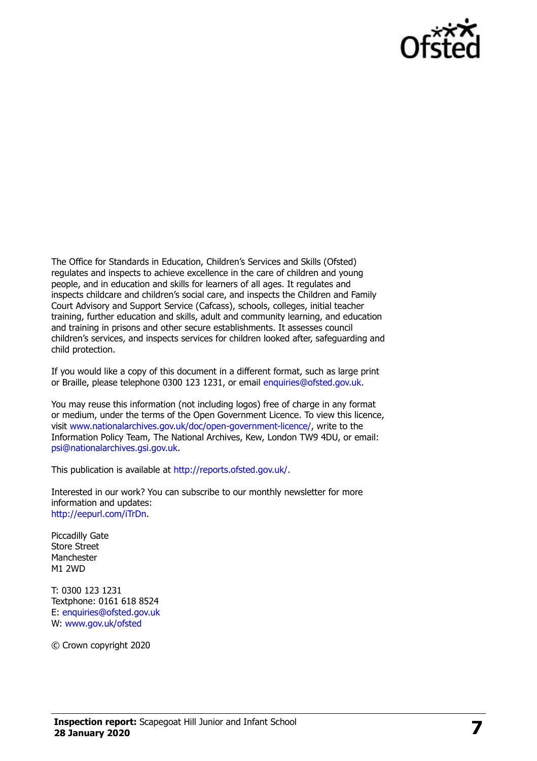The Office for Standards in Education, Children's Services and Skills (Ofsted) regulates and inspects to achieve excellence in the care of children and young people, and in education and skills for learners of all ages. It regulates and inspects childcare and children's social care, and inspects the Children and Family Court Advisory and Support Service (Cafcass), schools, colleges, initial teacher training, further education and skills, adult and community learning, and education and training in prisons and other secure establishments. It assesses council children's services, and inspects services for children looked after, safeguarding and child protection.

If you would like a copy of this document in a different format, such as large print or Braille, please telephone 0300 123 1231, or email enquiries@ofsted.gov.uk.

You may reuse this information (not including logos) free of charge in any format or medium, under the terms of the Open Government Licence. To view this licence, visit www.nationalarchives.gov.uk/doc/open-government-licence/, write to the Information Policy Team, The National Archives, Kew, London TW9 4DU, or email: psi@nationalarchives.gsi.gov.uk.

This publication is available at http://reports.ofsted.gov.uk/.

Interested in our work? You can subscribe to our monthly newsletter for more information and updates:
http://eepurl.com/iTrDn.

Piccadilly Gate
Store Street
Manchester
M1 2WD

T: 0300 123 1231
Textphone: 0161 618 8524
E: enquiries@ofsted.gov.uk
W: www.gov.uk/ofsted

© Crown copyright 2020